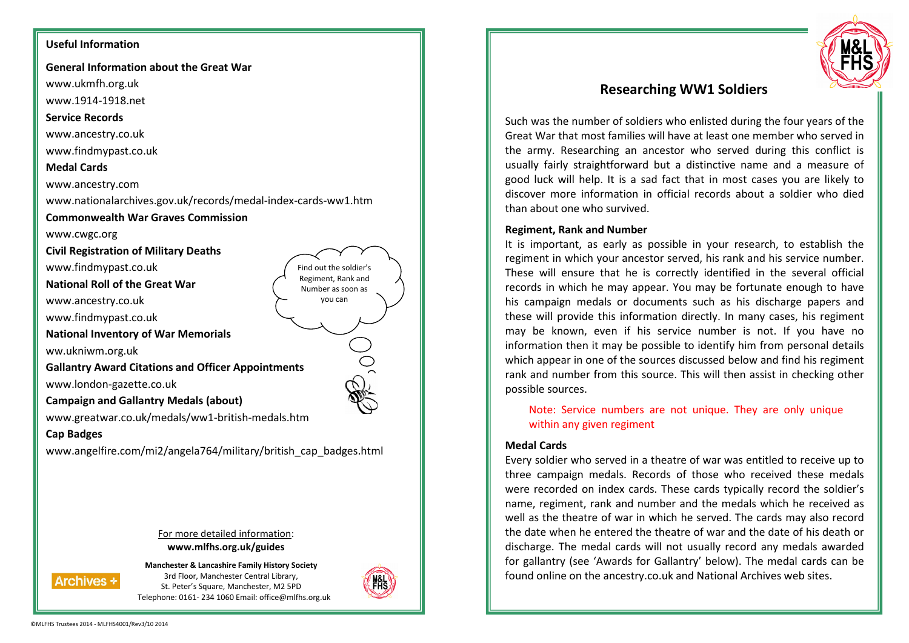## Useful Information

**General Information about the Great War**

www.ukmfh.org.uk

www.1914-1918.net

**Service Records**

www.ancestry.co.uk

www.findmypast.co.uk

**Medal Cards**

www.ancestry.com

www.nationalarchives.gov.uk/records/medal-index-cards-ww1.htm

**Commonwealth War Graves Commission**

www.cwgc.org

**Civil Registration of Military Deaths**

www.findmypast.co.uk

**National Roll of the Great War**

www.ancestry.co.uk

www.findmypast.co.uk

**National Inventory of War Memorials**

ww.ukniwm.org.uk

**Gallantry Award Citations and Officer Appointments**

www.london-gazette.co.uk

**Campaign and Gallantry Medals (about)**

www.greatwar.co.uk/medals/ww1-british-medals.htm

**Cap Badges**

www.angelfire.com/mi2/angela764/military/british_cap_badges.html

Find out the soldier's Regiment, Rank and Number as soon as you can

For more detailed information:
**www.mlfhs.org.uk/guides**

**Manchester & Lancashire Family History Society**
3rd Floor, Manchester Central Library,
St. Peter's Square, Manchester, M2 5PD
Telephone: 0161- 234 1060 Email: office@mlfhs.org.uk

©MLFHS Trustees 2014 - MLFHS4001/Rev3/10 2014

# Researching WW1 Soldiers

Such was the number of soldiers who enlisted during the four years of the Great War that most families will have at least one member who served in the army. Researching an ancestor who served during this conflict is usually fairly straightforward but a distinctive name and a measure of good luck will help. It is a sad fact that in most cases you are likely to discover more information in official records about a soldier who died than about one who survived.

### Regiment, Rank and Number

It is important, as early as possible in your research, to establish the regiment in which your ancestor served, his rank and his service number. These will ensure that he is correctly identified in the several official records in which he may appear. You may be fortunate enough to have his campaign medals or documents such as his discharge papers and these will provide this information directly. In many cases, his regiment may be known, even if his service number is not. If you have no information then it may be possible to identify him from personal details which appear in one of the sources discussed below and find his regiment rank and number from this source. This will then assist in checking other possible sources.

> Note: Service numbers are not unique. They are only unique within any given regiment

### Medal Cards

Every soldier who served in a theatre of war was entitled to receive up to three campaign medals. Records of those who received these medals were recorded on index cards. These cards typically record the soldier's name, regiment, rank and number and the medals which he received as well as the theatre of war in which he served. The cards may also record the date when he entered the theatre of war and the date of his death or discharge. The medal cards will not usually record any medals awarded for gallantry (see 'Awards for Gallantry' below). The medal cards can be found online on the ancestry.co.uk and National Archives web sites.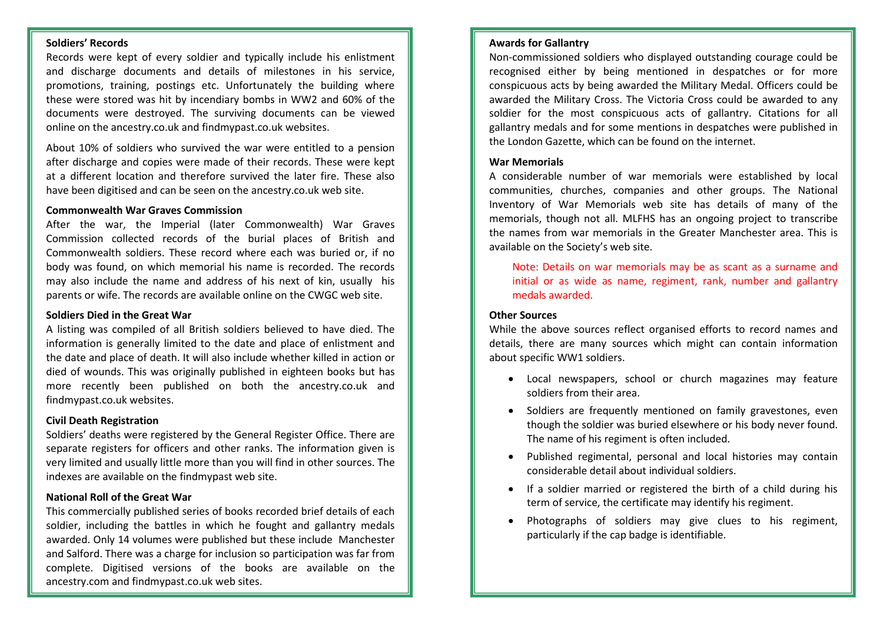### Soldiers' Records

Records were kept of every soldier and typically include his enlistment and discharge documents and details of milestones in his service, promotions, training, postings etc. Unfortunately the building where these were stored was hit by incendiary bombs in WW2 and 60% of the documents were destroyed. The surviving documents can be viewed online on the ancestry.co.uk and findmypast.co.uk websites.

About 10% of soldiers who survived the war were entitled to a pension after discharge and copies were made of their records. These were kept at a different location and therefore survived the later fire. These also have been digitised and can be seen on the ancestry.co.uk web site.

### Commonwealth War Graves Commission

After the war, the Imperial (later Commonwealth) War Graves Commission collected records of the burial places of British and Commonwealth soldiers. These record where each was buried or, if no body was found, on which memorial his name is recorded. The records may also include the name and address of his next of kin, usually his parents or wife. The records are available online on the CWGC web site.

### Soldiers Died in the Great War

A listing was compiled of all British soldiers believed to have died. The information is generally limited to the date and place of enlistment and the date and place of death. It will also include whether killed in action or died of wounds. This was originally published in eighteen books but has more recently been published on both the ancestry.co.uk and findmypast.co.uk websites.

### Civil Death Registration

Soldiers' deaths were registered by the General Register Office. There are separate registers for officers and other ranks. The information given is very limited and usually little more than you will find in other sources. The indexes are available on the findmypast web site.

### National Roll of the Great War

This commercially published series of books recorded brief details of each soldier, including the battles in which he fought and gallantry medals awarded. Only 14 volumes were published but these include Manchester and Salford. There was a charge for inclusion so participation was far from complete. Digitised versions of the books are available on the ancestry.com and findmypast.co.uk web sites.

### Awards for Gallantry

Non-commissioned soldiers who displayed outstanding courage could be recognised either by being mentioned in despatches or for more conspicuous acts by being awarded the Military Medal. Officers could be awarded the Military Cross. The Victoria Cross could be awarded to any soldier for the most conspicuous acts of gallantry. Citations for all gallantry medals and for some mentions in despatches were published in the London Gazette, which can be found on the internet.

### War Memorials

A considerable number of war memorials were established by local communities, churches, companies and other groups. The National Inventory of War Memorials web site has details of many of the memorials, though not all. MLFHS has an ongoing project to transcribe the names from war memorials in the Greater Manchester area. This is available on the Society's web site.

> Note: Details on war memorials may be as scant as a surname and initial or as wide as name, regiment, rank, number and gallantry medals awarded.

### Other Sources

While the above sources reflect organised efforts to record names and details, there are many sources which might can contain information about specific WW1 soldiers.

- Local newspapers, school or church magazines may feature soldiers from their area.
- Soldiers are frequently mentioned on family gravestones, even though the soldier was buried elsewhere or his body never found. The name of his regiment is often included.
- Published regimental, personal and local histories may contain considerable detail about individual soldiers.
- If a soldier married or registered the birth of a child during his term of service, the certificate may identify his regiment.
- Photographs of soldiers may give clues to his regiment, particularly if the cap badge is identifiable.